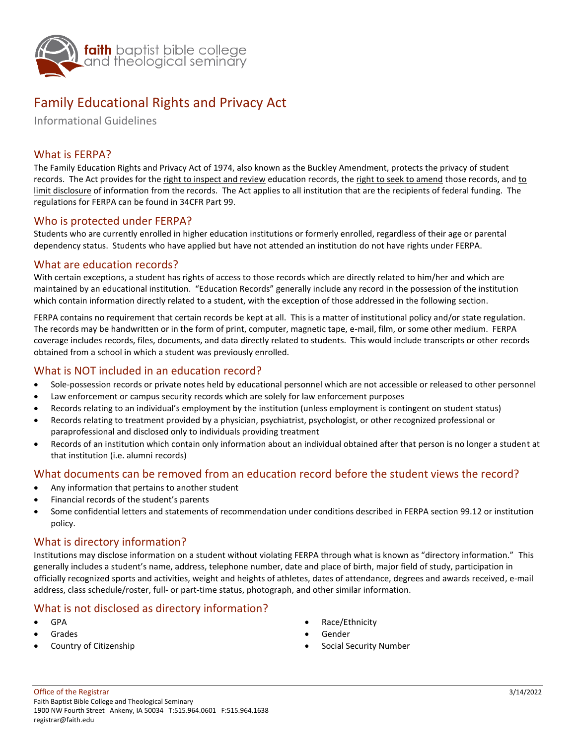faith baptist bible college and theological seminary

# Family Educational Rights and Privacy Act

Informational Guidelines

## What is FERPA?

The Family Education Rights and Privacy Act of 1974, also known as the Buckley Amendment, protects the privacy of student records. The Act provides for the <u>right to inspect and review</u> education records, the <u>right to seek to amend</u> those records, and <u>to limit disclosure</u> of information from the records. The Act applies to all institution that are the recipients of federal funding. The regulations for FERPA can be found in 34CFR Part 99.

## Who is protected under FERPA?

Students who are currently enrolled in higher education institutions or formerly enrolled, regardless of their age or parental dependency status. Students who have applied but have not attended an institution do not have rights under FERPA.

## What are education records?

With certain exceptions, a student has rights of access to those records which are directly related to him/her and which are maintained by an educational institution. "Education Records" generally include any record in the possession of the institution which contain information directly related to a student, with the exception of those addressed in the following section.

FERPA contains no requirement that certain records be kept at all. This is a matter of institutional policy and/or state regulation. The records may be handwritten or in the form of print, computer, magnetic tape, e-mail, film, or some other medium. FERPA coverage includes records, files, documents, and data directly related to students. This would include transcripts or other records obtained from a school in which a student was previously enrolled.

## What is NOT included in an education record?

- Sole-possession records or private notes held by educational personnel which are not accessible or released to other personnel
- Law enforcement or campus security records which are solely for law enforcement purposes
- Records relating to an individual's employment by the institution (unless employment is contingent on student status)
- Records relating to treatment provided by a physician, psychiatrist, psychologist, or other recognized professional or paraprofessional and disclosed only to individuals providing treatment
- Records of an institution which contain only information about an individual obtained after that person is no longer a student at that institution (i.e. alumni records)

## What documents can be removed from an education record before the student views the record?

- Any information that pertains to another student
- Financial records of the student's parents
- Some confidential letters and statements of recommendation under conditions described in FERPA section 99.12 or institution policy.

## What is directory information?

Institutions may disclose information on a student without violating FERPA through what is known as "directory information." This generally includes a student's name, address, telephone number, date and place of birth, major field of study, participation in officially recognized sports and activities, weight and heights of athletes, dates of attendance, degrees and awards received, e-mail address, class schedule/roster, full- or part-time status, photograph, and other similar information.

## What is not disclosed as directory information?

- GPA
- Grades
- Country of Citizenship
- Race/Ethnicity
- Gender
- Social Security Number

Office of the Registrar
Faith Baptist Bible College and Theological Seminary
1900 NW Fourth Street Ankeny, IA 50034 T:515.964.0601 F:515.964.1638
registrar@faith.edu

3/14/2022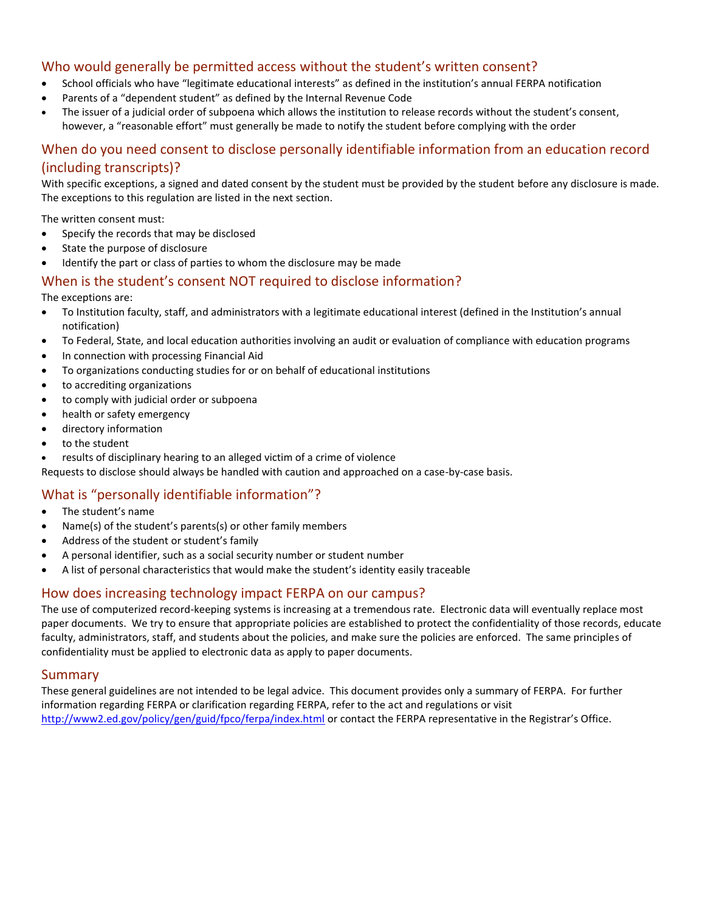## Who would generally be permitted access without the student's written consent?

- School officials who have "legitimate educational interests" as defined in the institution's annual FERPA notification
- Parents of a "dependent student" as defined by the Internal Revenue Code
- The issuer of a judicial order of subpoena which allows the institution to release records without the student's consent, however, a "reasonable effort" must generally be made to notify the student before complying with the order

## When do you need consent to disclose personally identifiable information from an education record (including transcripts)?

With specific exceptions, a signed and dated consent by the student must be provided by the student before any disclosure is made. The exceptions to this regulation are listed in the next section.

The written consent must:

- Specify the records that may be disclosed
- State the purpose of disclosure
- Identify the part or class of parties to whom the disclosure may be made

## When is the student's consent NOT required to disclose information?

The exceptions are:

- To Institution faculty, staff, and administrators with a legitimate educational interest (defined in the Institution's annual notification)
- To Federal, State, and local education authorities involving an audit or evaluation of compliance with education programs
- In connection with processing Financial Aid
- To organizations conducting studies for or on behalf of educational institutions
- to accrediting organizations
- to comply with judicial order or subpoena
- health or safety emergency
- directory information
- to the student
- results of disciplinary hearing to an alleged victim of a crime of violence

Requests to disclose should always be handled with caution and approached on a case-by-case basis.

## What is "personally identifiable information"?

- The student's name
- Name(s) of the student's parents(s) or other family members
- Address of the student or student's family
- A personal identifier, such as a social security number or student number
- A list of personal characteristics that would make the student's identity easily traceable

## How does increasing technology impact FERPA on our campus?

The use of computerized record-keeping systems is increasing at a tremendous rate. Electronic data will eventually replace most paper documents. We try to ensure that appropriate policies are established to protect the confidentiality of those records, educate faculty, administrators, staff, and students about the policies, and make sure the policies are enforced. The same principles of confidentiality must be applied to electronic data as apply to paper documents.

## Summary

These general guidelines are not intended to be legal advice. This document provides only a summary of FERPA. For further information regarding FERPA or clarification regarding FERPA, refer to the act and regulations or visit http://www2.ed.gov/policy/gen/guid/fpco/ferpa/index.html or contact the FERPA representative in the Registrar's Office.